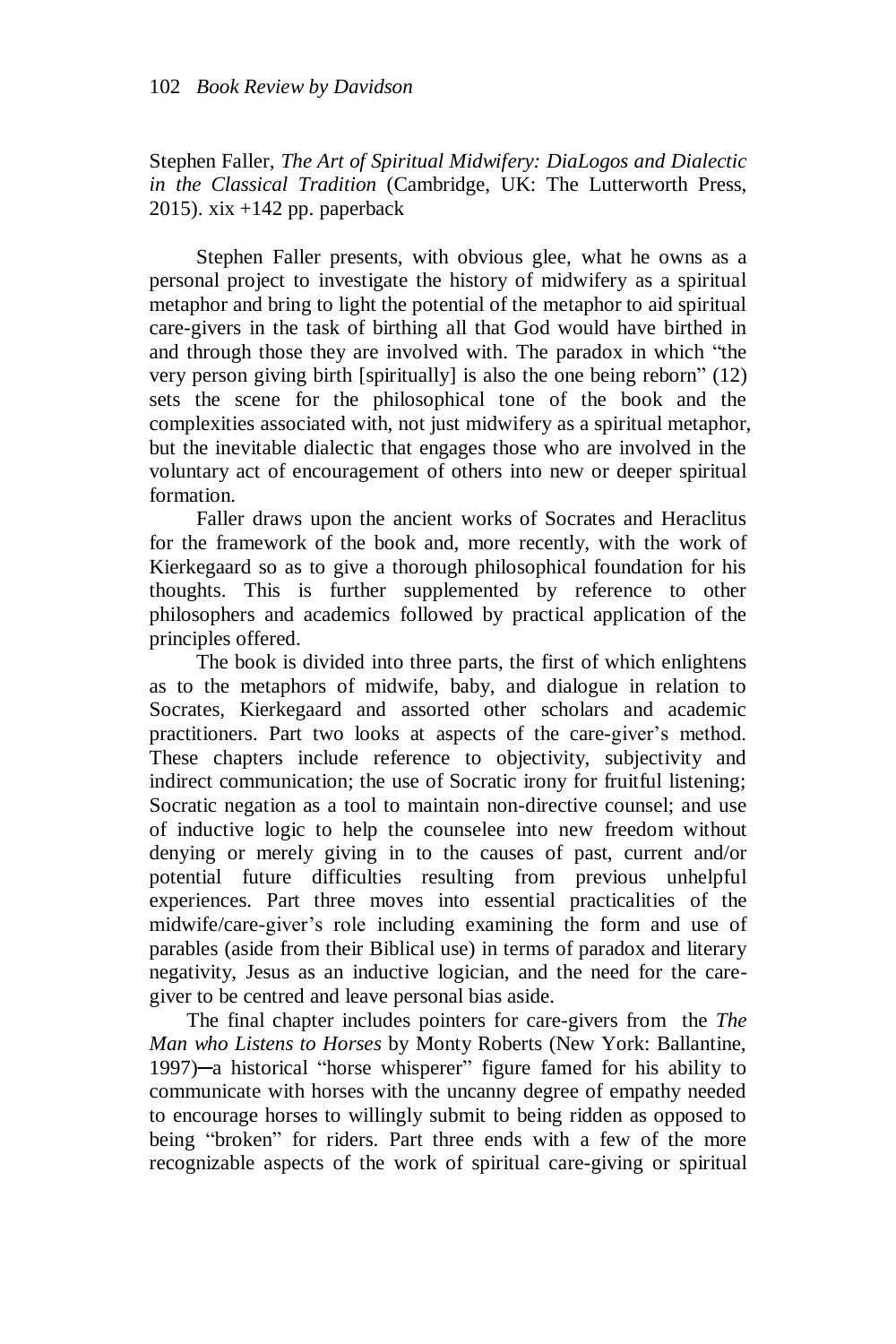Stephen Faller, *The Art of Spiritual Midwifery: DiaLogos and Dialectic in the Classical Tradition* (Cambridge, UK: The Lutterworth Press, 2015). xix +142 pp. paperback

Stephen Faller presents, with obvious glee, what he owns as a personal project to investigate the history of midwifery as a spiritual metaphor and bring to light the potential of the metaphor to aid spiritual care-givers in the task of birthing all that God would have birthed in and through those they are involved with. The paradox in which "the very person giving birth [spiritually] is also the one being reborn" (12) sets the scene for the philosophical tone of the book and the complexities associated with, not just midwifery as a spiritual metaphor, but the inevitable dialectic that engages those who are involved in the voluntary act of encouragement of others into new or deeper spiritual formation.

Faller draws upon the ancient works of Socrates and Heraclitus for the framework of the book and, more recently, with the work of Kierkegaard so as to give a thorough philosophical foundation for his thoughts. This is further supplemented by reference to other philosophers and academics followed by practical application of the principles offered.

The book is divided into three parts, the first of which enlightens as to the metaphors of midwife, baby, and dialogue in relation to Socrates, Kierkegaard and assorted other scholars and academic practitioners. Part two looks at aspects of the care-giver's method. These chapters include reference to objectivity, subjectivity and indirect communication; the use of Socratic irony for fruitful listening; Socratic negation as a tool to maintain non-directive counsel; and use of inductive logic to help the counselee into new freedom without denying or merely giving in to the causes of past, current and/or potential future difficulties resulting from previous unhelpful experiences. Part three moves into essential practicalities of the midwife/care-giver's role including examining the form and use of parables (aside from their Biblical use) in terms of paradox and literary negativity, Jesus as an inductive logician, and the need for the care-giver to be centred and leave personal bias aside.

The final chapter includes pointers for care-givers from the *The Man who Listens to Horses* by Monty Roberts (New York: Ballantine, 1997)—a historical "horse whisperer" figure famed for his ability to communicate with horses with the uncanny degree of empathy needed to encourage horses to willingly submit to being ridden as opposed to being "broken" for riders. Part three ends with a few of the more recognizable aspects of the work of spiritual care-giving or spiritual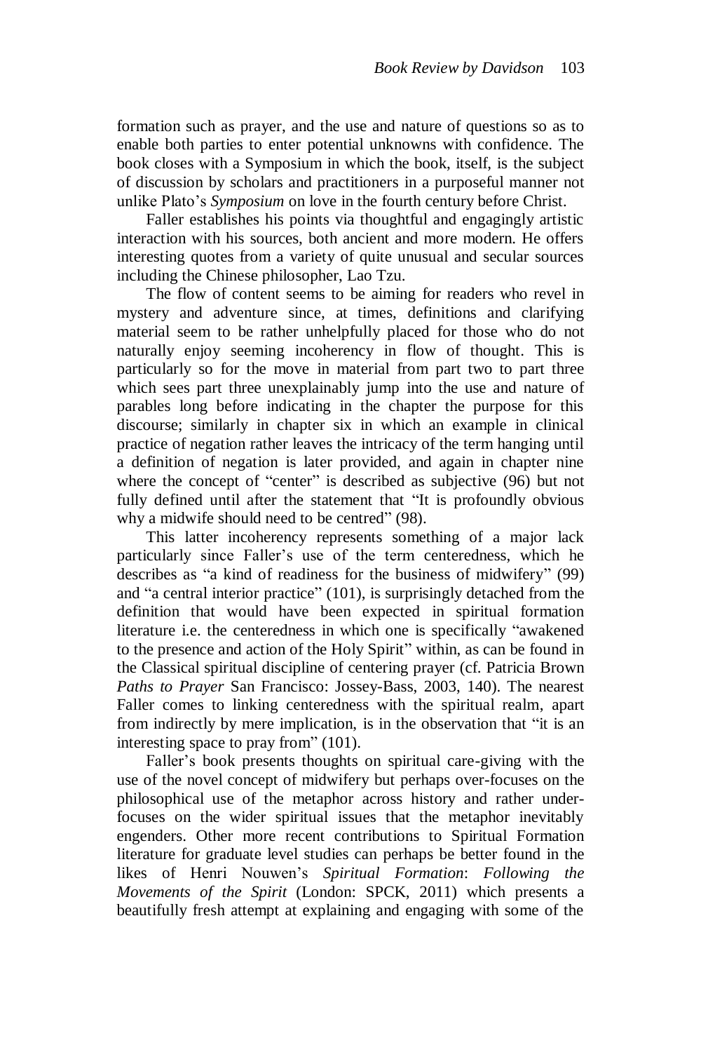formation such as prayer, and the use and nature of questions so as to enable both parties to enter potential unknowns with confidence. The book closes with a Symposium in which the book, itself, is the subject of discussion by scholars and practitioners in a purposeful manner not unlike Plato's *Symposium* on love in the fourth century before Christ.

Faller establishes his points via thoughtful and engagingly artistic interaction with his sources, both ancient and more modern. He offers interesting quotes from a variety of quite unusual and secular sources including the Chinese philosopher, Lao Tzu.

The flow of content seems to be aiming for readers who revel in mystery and adventure since, at times, definitions and clarifying material seem to be rather unhelpfully placed for those who do not naturally enjoy seeming incoherency in flow of thought. This is particularly so for the move in material from part two to part three which sees part three unexplainably jump into the use and nature of parables long before indicating in the chapter the purpose for this discourse; similarly in chapter six in which an example in clinical practice of negation rather leaves the intricacy of the term hanging until a definition of negation is later provided, and again in chapter nine where the concept of "center" is described as subjective (96) but not fully defined until after the statement that "It is profoundly obvious why a midwife should need to be centred" (98).

This latter incoherency represents something of a major lack particularly since Faller's use of the term centeredness, which he describes as "a kind of readiness for the business of midwifery" (99) and "a central interior practice" (101), is surprisingly detached from the definition that would have been expected in spiritual formation literature i.e. the centeredness in which one is specifically "awakened to the presence and action of the Holy Spirit" within, as can be found in the Classical spiritual discipline of centering prayer (cf. Patricia Brown *Paths to Prayer* San Francisco: Jossey-Bass, 2003, 140). The nearest Faller comes to linking centeredness with the spiritual realm, apart from indirectly by mere implication, is in the observation that "it is an interesting space to pray from" (101).

Faller's book presents thoughts on spiritual care-giving with the use of the novel concept of midwifery but perhaps over-focuses on the philosophical use of the metaphor across history and rather under-focuses on the wider spiritual issues that the metaphor inevitably engenders. Other more recent contributions to Spiritual Formation literature for graduate level studies can perhaps be better found in the likes of Henri Nouwen's *Spiritual Formation*: *Following the Movements of the Spirit* (London: SPCK, 2011) which presents a beautifully fresh attempt at explaining and engaging with some of the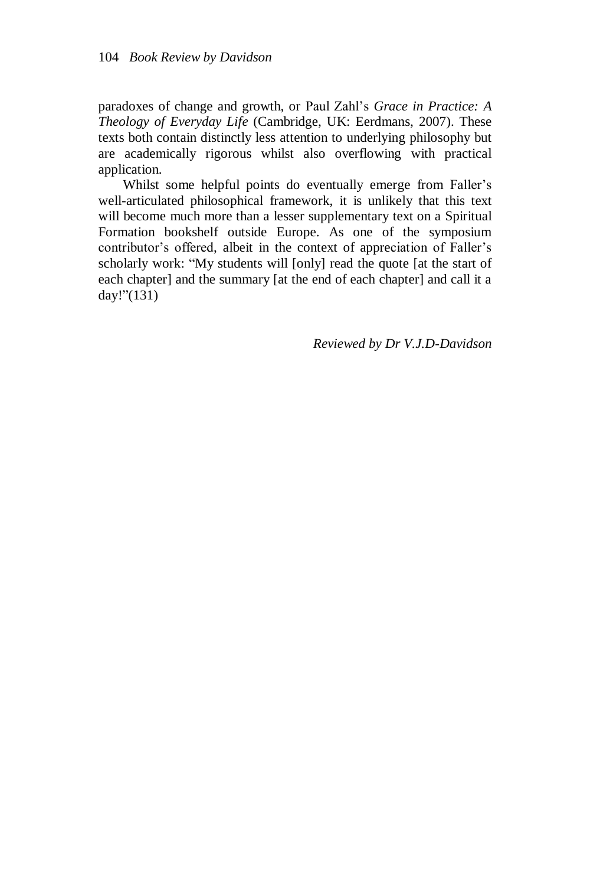paradoxes of change and growth, or Paul Zahl's *Grace in Practice: A Theology of Everyday Life* (Cambridge, UK: Eerdmans, 2007). These texts both contain distinctly less attention to underlying philosophy but are academically rigorous whilst also overflowing with practical application.

Whilst some helpful points do eventually emerge from Faller's well-articulated philosophical framework, it is unlikely that this text will become much more than a lesser supplementary text on a Spiritual Formation bookshelf outside Europe. As one of the symposium contributor's offered, albeit in the context of appreciation of Faller's scholarly work: "My students will [only] read the quote [at the start of each chapter] and the summary [at the end of each chapter] and call it a day!"(131)

*Reviewed by Dr V.J.D-Davidson*